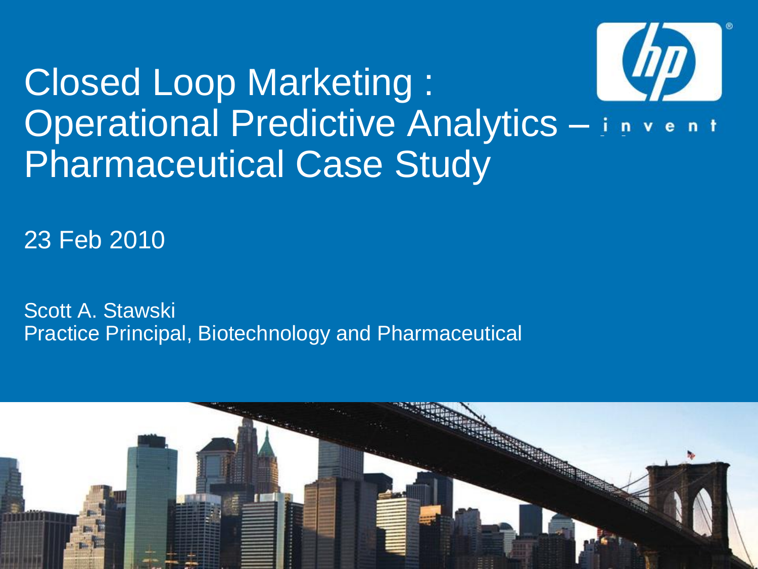# Closed Loop Marketing : Operational Predictive Analytics – Pharmaceutical Case Study

23 Feb 2010

Scott A. Stawski
Practice Principal, Biotechnology and Pharmaceutical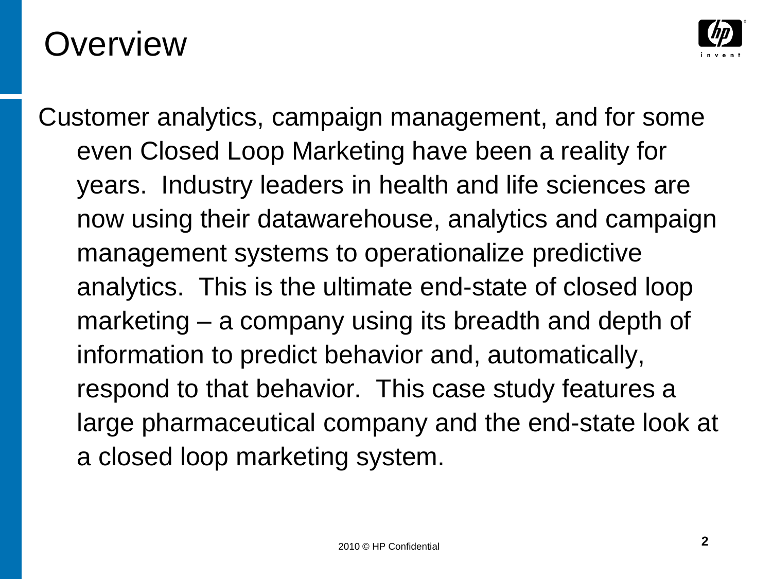# Overview

Customer analytics, campaign management, and for some even Closed Loop Marketing have been a reality for years. Industry leaders in health and life sciences are now using their datawarehouse, analytics and campaign management systems to operationalize predictive analytics. This is the ultimate end-state of closed loop marketing – a company using its breadth and depth of information to predict behavior and, automatically, respond to that behavior. This case study features a large pharmaceutical company and the end-state look at a closed loop marketing system.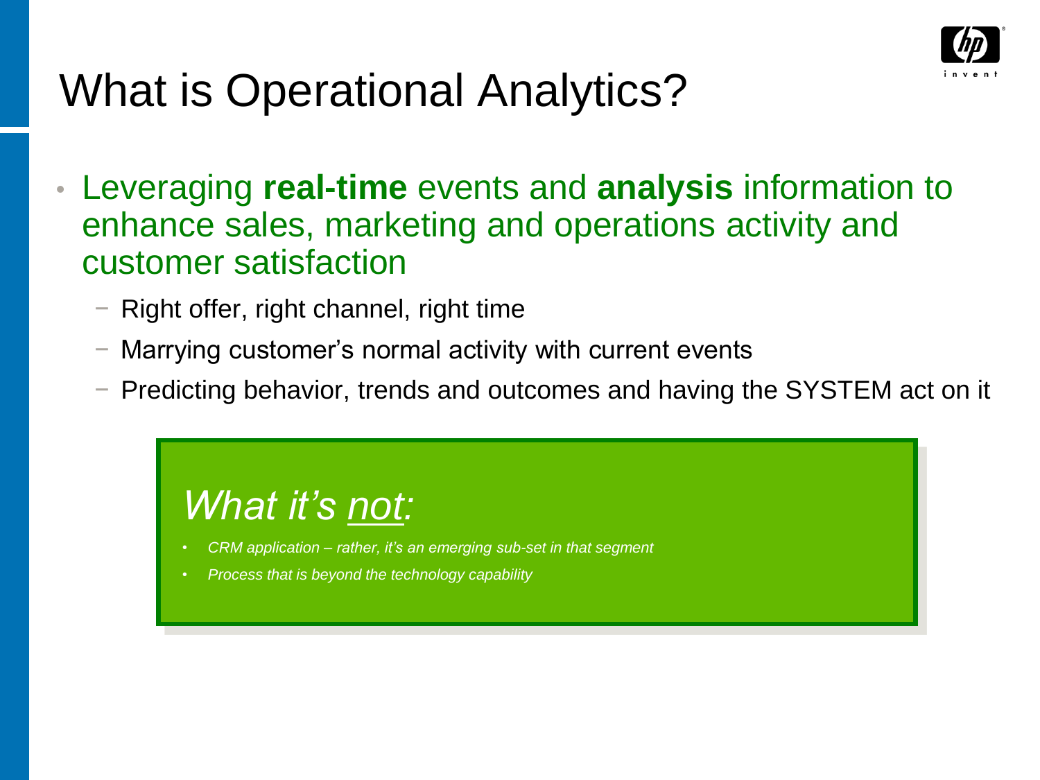# What is Operational Analytics?

- Leveraging **real-time** events and **analysis** information to enhance sales, marketing and operations activity and customer satisfaction
  - Right offer, right channel, right time
  - Marrying customer's normal activity with current events
  - Predicting behavior, trends and outcomes and having the SYSTEM act on it

## *What it's not:*

- *CRM application – rather, it's an emerging sub-set in that segment*
- *Process that is beyond the technology capability*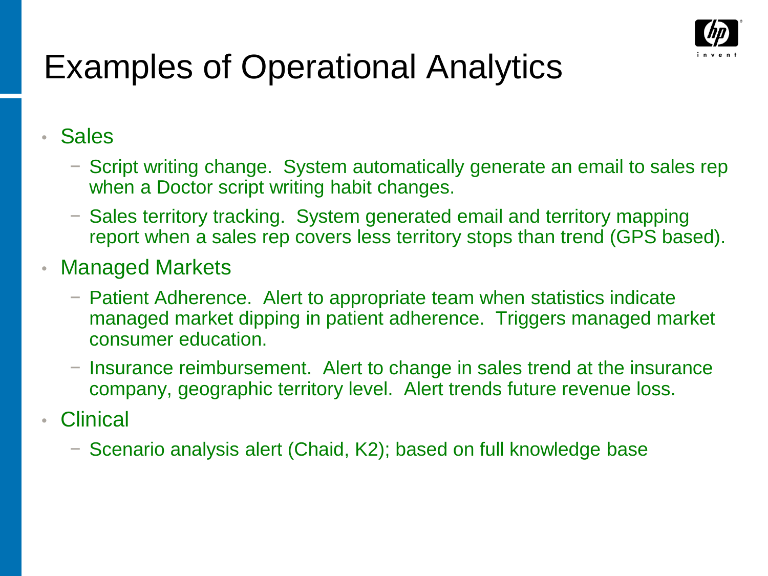# Examples of Operational Analytics

- Sales
  - Script writing change. System automatically generate an email to sales rep when a Doctor script writing habit changes.
  - Sales territory tracking. System generated email and territory mapping report when a sales rep covers less territory stops than trend (GPS based).
- Managed Markets
  - Patient Adherence. Alert to appropriate team when statistics indicate managed market dipping in patient adherence. Triggers managed market consumer education.
  - Insurance reimbursement. Alert to change in sales trend at the insurance company, geographic territory level. Alert trends future revenue loss.
- Clinical
  - Scenario analysis alert (Chaid, K2); based on full knowledge base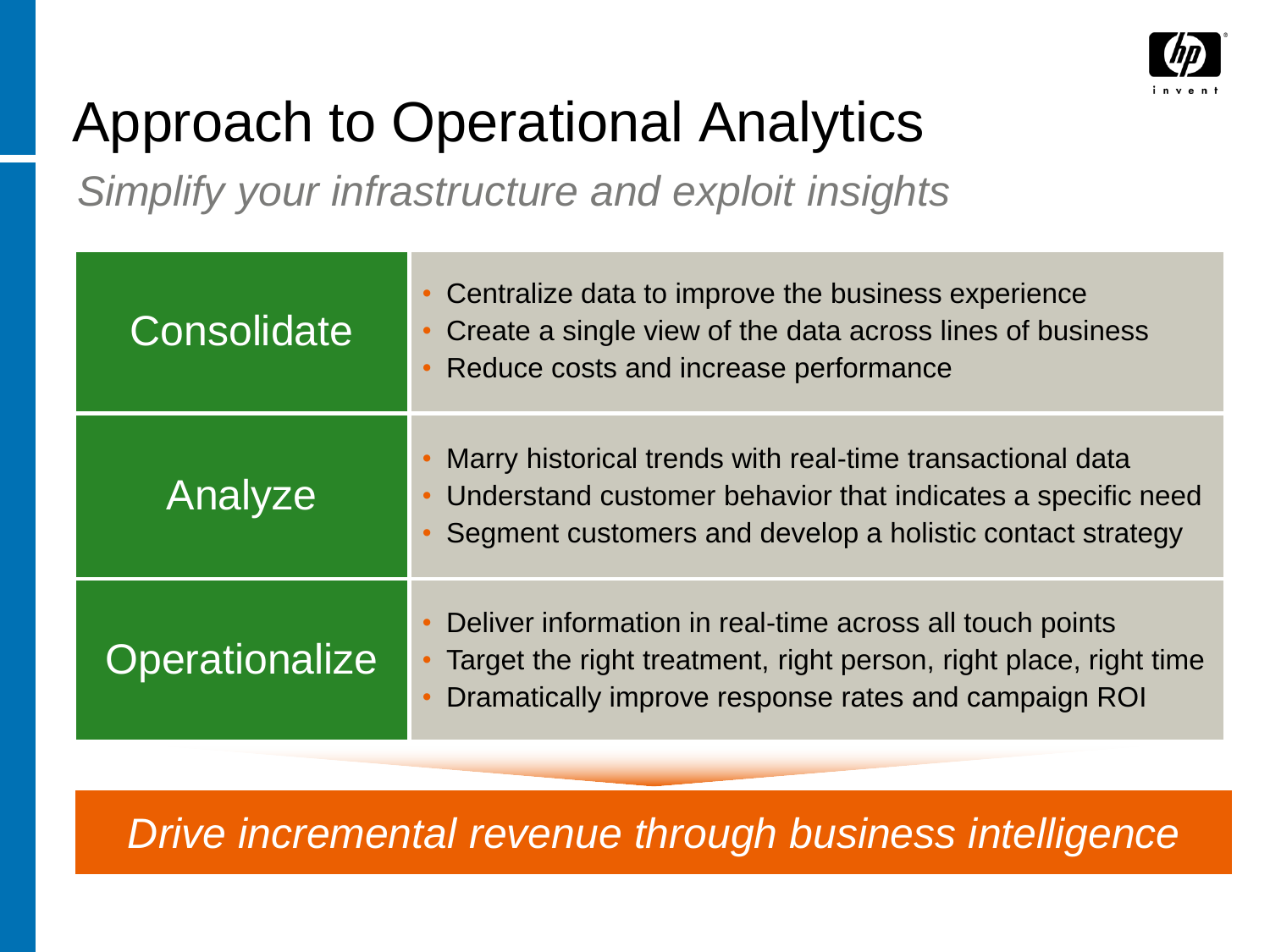# Approach to Operational Analytics

*Simplify your infrastructure and exploit insights*

| | |
|---|---|
| Consolidate | • Centralize data to improve the business experience<br>• Create a single view of the data across lines of business<br>• Reduce costs and increase performance |
| Analyze | • Marry historical trends with real-time transactional data<br>• Understand customer behavior that indicates a specific need<br>• Segment customers and develop a holistic contact strategy |
| Operationalize | • Deliver information in real-time across all touch points<br>• Target the right treatment, right person, right place, right time<br>• Dramatically improve response rates and campaign ROI |

*Drive incremental revenue through business intelligence*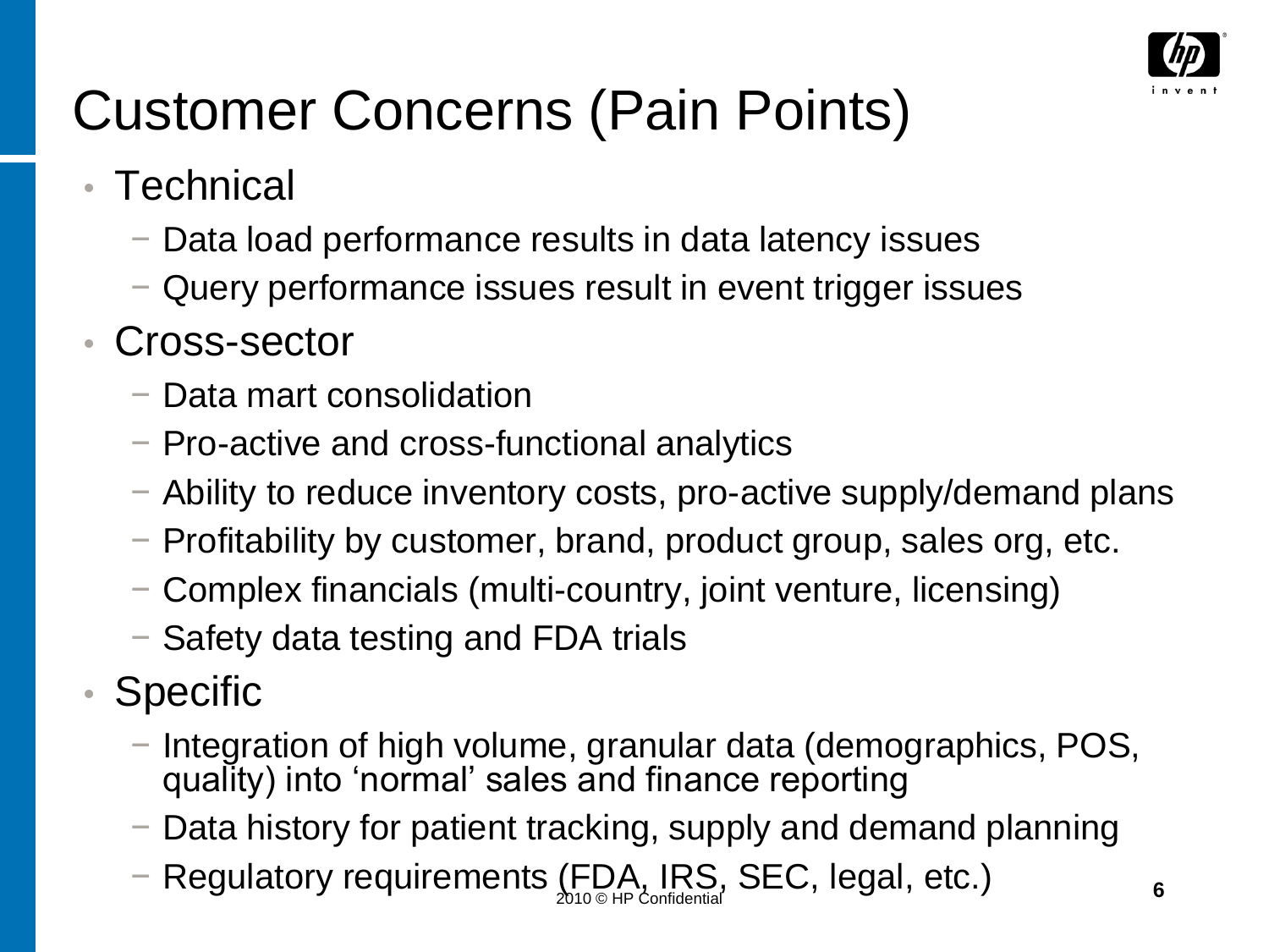# Customer Concerns (Pain Points)

- Technical
  - Data load performance results in data latency issues
  - Query performance issues result in event trigger issues
- Cross-sector
  - Data mart consolidation
  - Pro-active and cross-functional analytics
  - Ability to reduce inventory costs, pro-active supply/demand plans
  - Profitability by customer, brand, product group, sales org, etc.
  - Complex financials (multi-country, joint venture, licensing)
  - Safety data testing and FDA trials
- Specific
  - Integration of high volume, granular data (demographics, POS, quality) into 'normal' sales and finance reporting
  - Data history for patient tracking, supply and demand planning
  - Regulatory requirements (FDA, IRS, SEC, legal, etc.)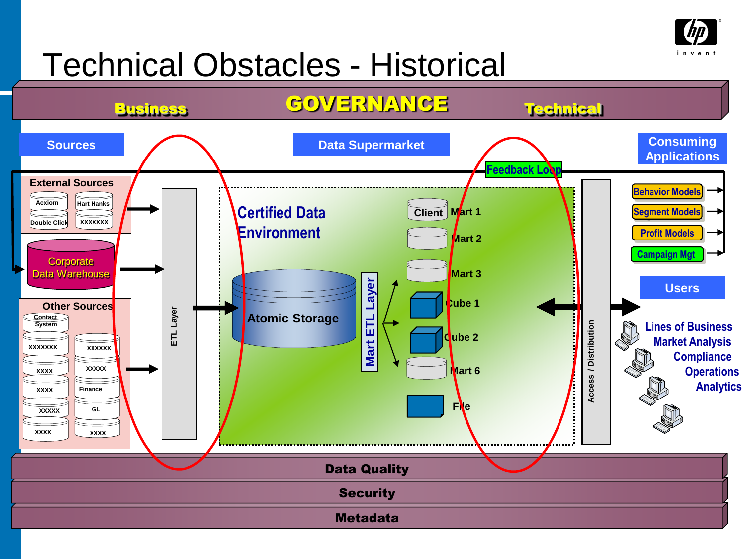# Technical Obstacles - Historical

**GOVERNANCE**

Business | Technical

**Sources**

- External Sources
  - Acxiom
  - Hart Hanks
  - Double Click
  - XXXXXXX
- Corporate Data Warehouse
- Other Sources
  - Contact System
  - XXXXXXX
  - XXXXXX
  - XXXX
  - XXXXX
  - XXXX
  - Finance
  - XXXXX
  - GL
  - XXXX
  - XXXX

ETL Layer

**Data Supermarket**

Certified Data Environment

- Atomic Storage
- Mart ETL Layer
- Client Mart 1
- Mart 2
- Mart 3
- Cube 1
- Cube 2
- Mart 6
- File

Feedback Loop

Access / Distribution

**Consuming Applications**

- Behavior Models
- Segment Models
- Profit Models
- Campaign Mgt

**Users**

- Lines of Business
- Market Analysis
- Compliance
- Operations
- Analytics

**Data Quality**

**Security**

**Metadata**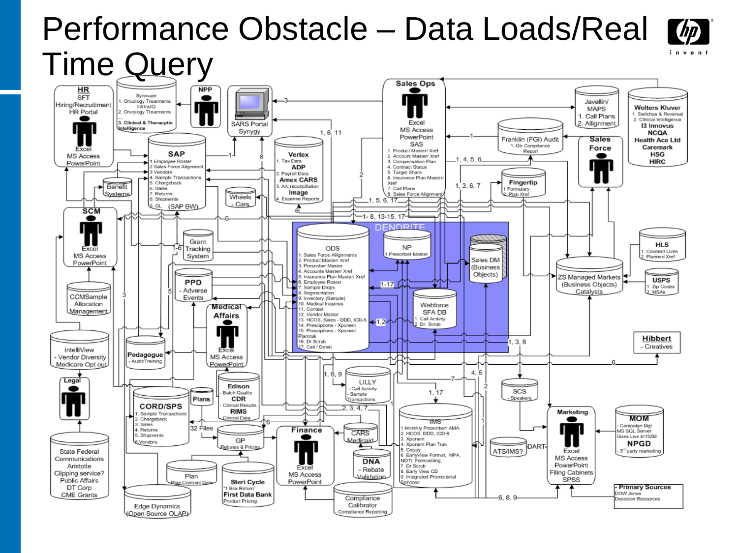# Performance Obstacle – Data Loads/Real Time Query

**HR**
SFT
Hiring/Recruitment
HR Portal
Excel
MS Access
PowerPoint

Synovate
1. Oncology Treatments
IntrinsIQ
2. Oncology Treatments
...
3. Clinical & Theraputic Intelligence

**NPP**

SARS Portal
Synygy

**Sales Ops**
Excel
MS Access
PowerPoint
SAS
1. Product Master/ Xref
2. Account Master/ Xref
3. Compensation Plan
4. Contract Status
5. Target Share
6. Insurance Plan Master/ Xref
7. Call Plans
8. Sales Force Alignment

Javellin/
MAPS
1. Call Plans
2. Allignment

**Wolters Kluver**
1. Switches & Reversal
2. Clinical Intelligence
**I3 Innovus**
**NCQA**
**Health Ace Ltd**
**Caremark**
**HSG**
**HIRC**

**SAP**
1 Employee Roster
2 Sales Force Alignment
3 Vendors
4. Sample Transactions
5. Chargeback
6. Sales
7. Returns
8. Shipments
9. GL (SAP BW)

**Vertex**
1. Tax Data
**ADP**
2. Payroll Data
**Amex CARS**
3. A/c reconciliation
**Image**
4. Expense Reports

Franklin (FGI) Audit
1. Qtr Compliance Report

**Sales Force**

**Fingertip**
1 Formulary
2. Plan Xref

Benefit Systems

Wheels - Cars

**SCM**
Excel
MS Access
PowerPoint

Grant Tracking System

**DENDRITE**

ODS
1. Sales Force Allignments
2. Product Master/ Xref
3. Prescriber Master
4. Accounts Master/ Xref
5. Insurance Plan Master/ Xref
6. Employee Roster
7. Sample Drops
8. Segmentation
9. Inventory (Sample)
10. Medical Inquiries
11. Contest
12. Vendor Master
13. HCOS, Sales - DDD, ICD-9
14. Presciptions - Xponent
15. Presciptions - Xponent Plantrak
16. Dr Scrub
17. Call / Detail

NP
1 Prescriber Master

Sales DM (Business Objects)

Webforce SFA DB
1. Call Activity
2. Dr. Scrub

**HLS**
1. Covered Lives
2. Planned Xref

ZS Managed Markets (Business Objects) Catalysts

**USPS**
1. Zip Codes
2. MSAs

**PPD**
- Adverse Events

CCMSample Allocation Management

**Medical Affairs**
Excel
MS Access
PowerPoint

IntelliView
- Vendor Diversity
- Medicare Opt out

**Pedagogue**
- Audit/Training

**Hibbert**
- Creatives

**Legal**

**Edison**
- Batch Quality
**CDR**
- Clinical Results
**RIMS**
Clinical Data

LILLY
- Call Activity
- Sample Transactions

SCS
- Speakers

**CORD/SPS**
1. Sample Transactions
2. Chargeback
3. Sales
4. Returns
5. Shipments
6 Vendors

Plans

32 Files

GP
Rebates & Pricing

**Finance**
Excel
MS Access
PowerPoint

CARS
Medicaid

IMS
1 Monthly Prescriber/ AMA
2. HCOS, DDD, ICD-9
3. Xponent
4. Xponent Plan Trak
5. Copay
6. EarlyView Format, NPA, NDTI, Forecasting,
7. Dr Scrub
8. Early View CD
9. Integrated Promotional Services

ATS/IMS?

DART

**Marketing**
Excel
MS Access
PowerPoint
Filing Cabinets
SPSS

**MOM**
- Campaign Mgt
MS SQL Server
Goes Live 4/15/09
**NPGD**
- 3rd party marketing

State Federal Communications
Aristotle
Clipping service?
Public Affairs
DT Corp
CME Grants

Plan
Plan Contract Data

**Steri Cycle**
"1 Box Return"
**First Data Bank**
Product Pricing

**DNA**
- Rebate Validation

Compliance Calibrator
- Compliance Reporting

Edge Dynamics (Open Source OLAP)

**- Primary Sources**
DOW Jones
Decesion Resources
...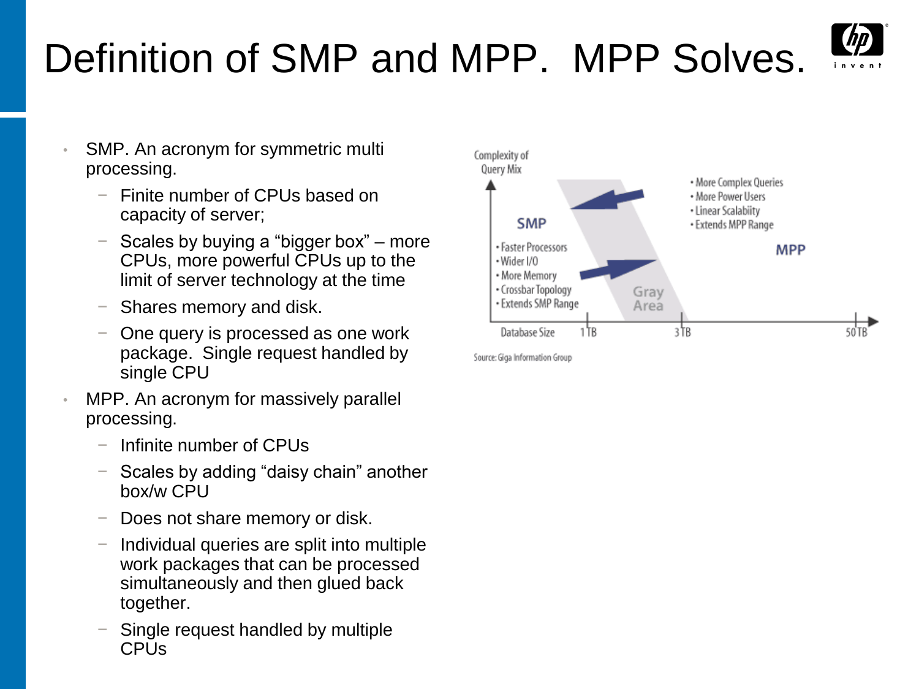# Definition of SMP and MPP. MPP Solves.

- SMP. An acronym for symmetric multi processing.
  - Finite number of CPUs based on capacity of server;
  - Scales by buying a "bigger box" – more CPUs, more powerful CPUs up to the limit of server technology at the time
  - Shares memory and disk.
  - One query is processed as one work package. Single request handled by single CPU
- MPP. An acronym for massively parallel processing.
  - Infinite number of CPUs
  - Scales by adding "daisy chain" another box/w CPU
  - Does not share memory or disk.
  - Individual queries are split into multiple work packages that can be processed simultaneously and then glued back together.
  - Single request handled by multiple CPUs

Complexity of Query Mix

SMP
- Faster Processors
- Wider I/O
- More Memory
- Crossbar Topology
- Extends SMP Range

Gray Area

MPP
- More Complex Queries
- More Power Users
- Linear Scalabiity
- Extends MPP Range

Database Size 1 TB 3 TB 50 TB

Source: Giga Information Group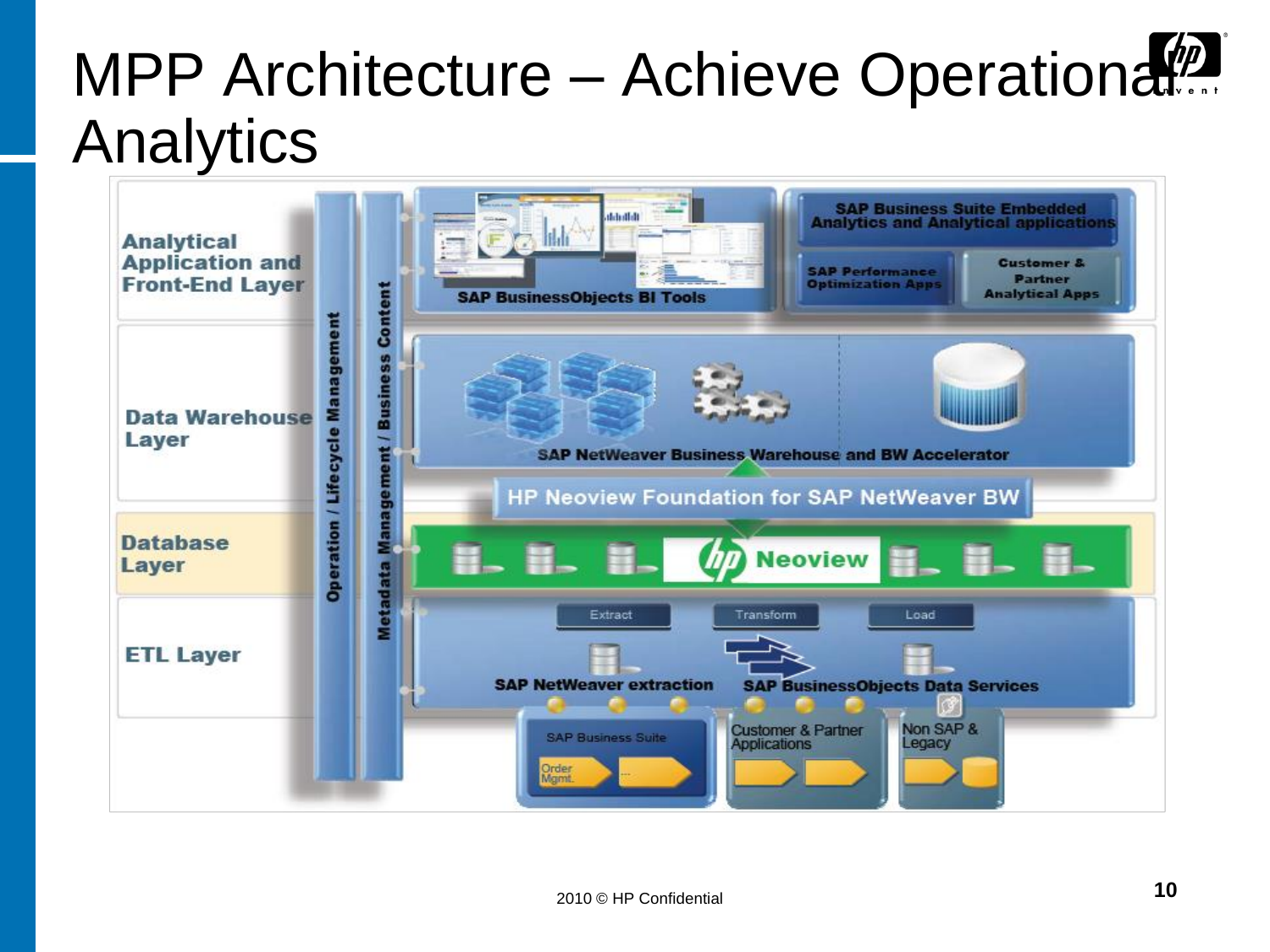# MPP Architecture – Achieve Operational Analytics

**Analytical Application and Front-End Layer**

- SAP BusinessObjects BI Tools
- SAP Business Suite Embedded Analytics and Analytical applications
- SAP Performance Optimization Apps
- Customer & Partner Analytical Apps

**Data Warehouse Layer**

- SAP NetWeaver Business Warehouse and BW Accelerator
- HP Neoview Foundation for SAP NetWeaver BW

**Database Layer**

- Neoview

**ETL Layer**

- Extract
- Transform
- Load
- SAP NetWeaver extraction
- SAP BusinessObjects Data Services

Sources:

- SAP Business Suite (Order Mgmt., ...)
- Customer & Partner Applications
- Non SAP & Legacy

Operation / Lifecycle Management

Metadata Management / Business Content

2010 © HP Confidential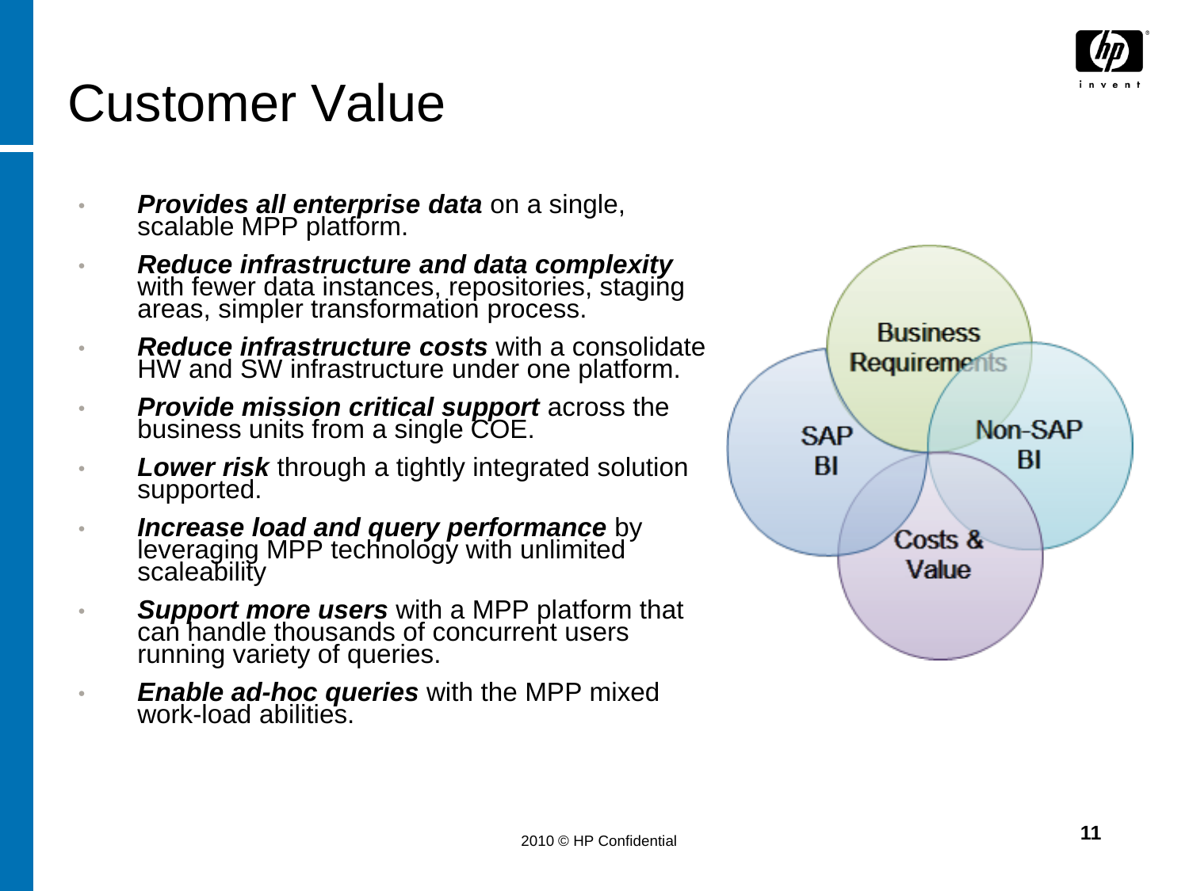# Customer Value

- ***Provides all enterprise data*** on a single, scalable MPP platform.
- ***Reduce infrastructure and data complexity*** with fewer data instances, repositories, staging areas, simpler transformation process.
- ***Reduce infrastructure costs*** with a consolidate HW and SW infrastructure under one platform.
- ***Provide mission critical support*** across the business units from a single COE.
- ***Lower risk*** through a tightly integrated solution supported.
- ***Increase load and query performance*** by leveraging MPP technology with unlimited scaleability
- ***Support more users*** with a MPP platform that can handle thousands of concurrent users running variety of queries.
- ***Enable ad-hoc queries*** with the MPP mixed work-load abilities.

Business Requirements

SAP BI

Non-SAP BI

Costs & Value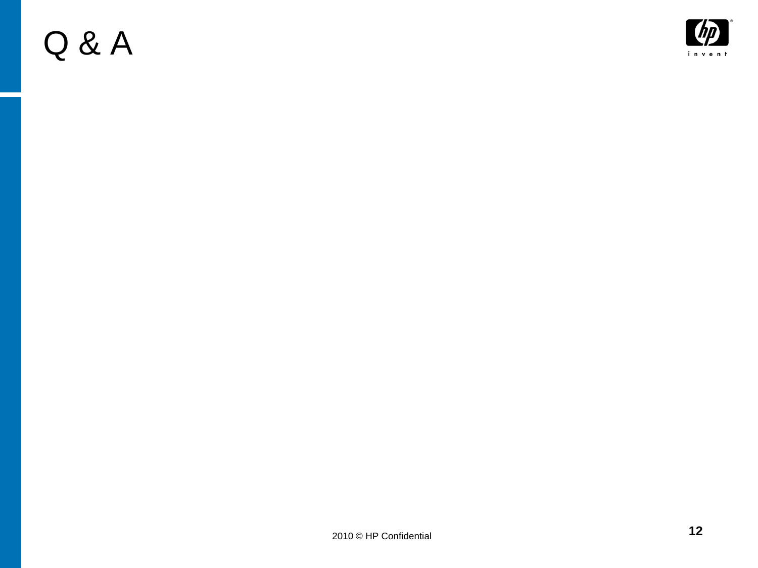# Q & A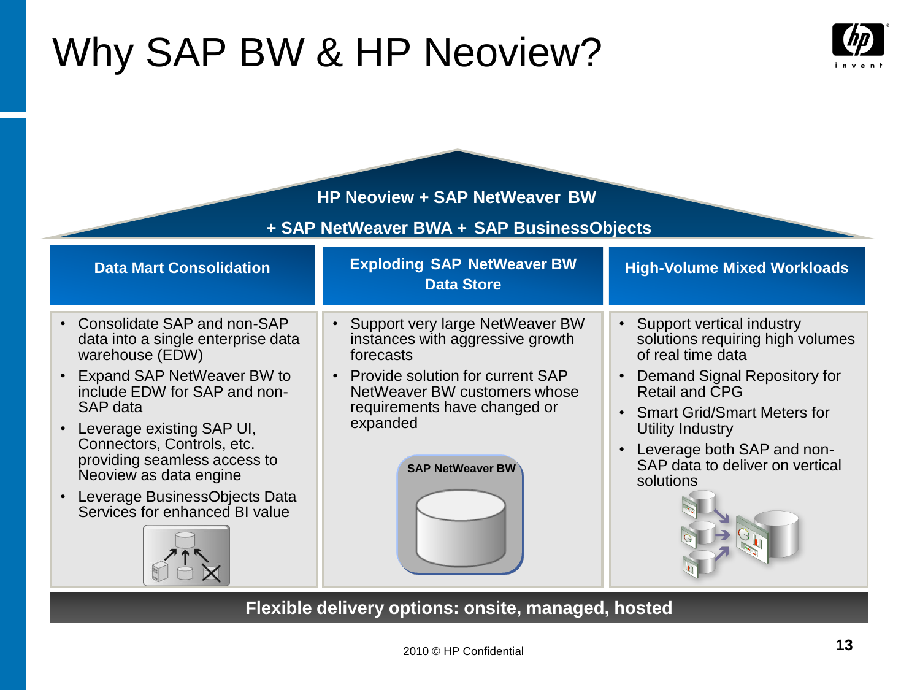# Why SAP BW & HP Neoview?

**HP Neoview + SAP NetWeaver BW**

**+ SAP NetWeaver BWA + SAP BusinessObjects**

### Data Mart Consolidation

- Consolidate SAP and non-SAP data into a single enterprise data warehouse (EDW)
- Expand SAP NetWeaver BW to include EDW for SAP and non-SAP data
- Leverage existing SAP UI, Connectors, Controls, etc. providing seamless access to Neoview as data engine
- Leverage BusinessObjects Data Services for enhanced BI value

### Exploding SAP NetWeaver BW Data Store

- Support very large NetWeaver BW instances with aggressive growth forecasts
- Provide solution for current SAP NetWeaver BW customers whose requirements have changed or expanded

SAP NetWeaver BW

### High-Volume Mixed Workloads

- Support vertical industry solutions requiring high volumes of real time data
- Demand Signal Repository for Retail and CPG
- Smart Grid/Smart Meters for Utility Industry
- Leverage both SAP and non-SAP data to deliver on vertical solutions

**Flexible delivery options: onsite, managed, hosted**

2010 © HP Confidential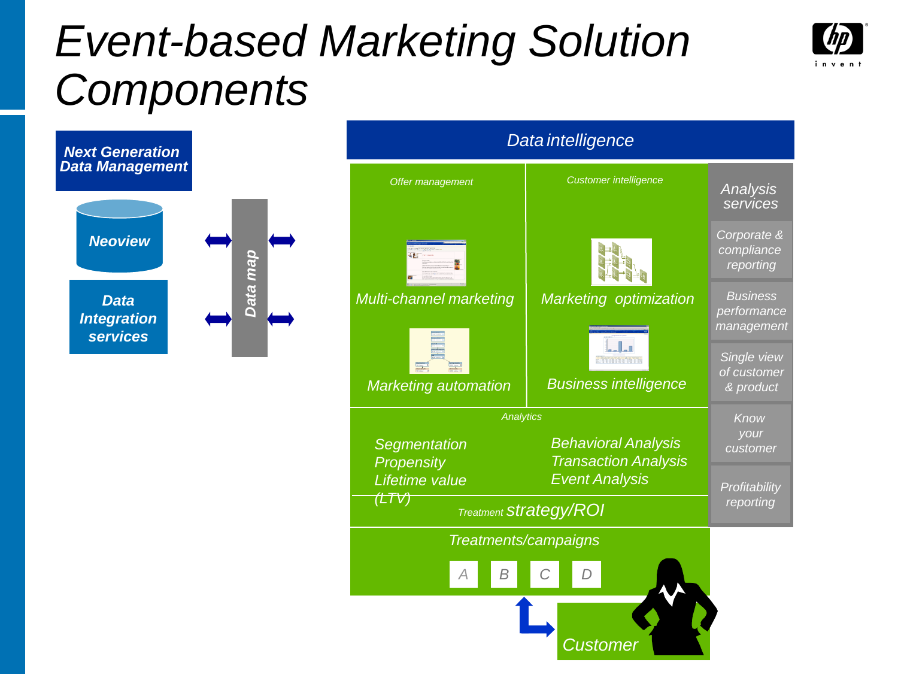# Event-based Marketing Solution Components

**Next Generation Data Management**

- **Neoview**
- **Data Integration services**

**Data map**

## Data intelligence

*Offer management*

- *Multi-channel marketing*
- *Marketing automation*

*Customer intelligence*

- *Marketing optimization*
- *Business intelligence*

*Analytics*

- *Segmentation*
- *Propensity*
- *Lifetime value (LTV)*
- *Behavioral Analysis*
- *Transaction Analysis*
- *Event Analysis*

*Treatment strategy/ROI*

*Treatments/campaigns*

A B C D

*Customer*

*Analysis services*

- *Corporate & compliance reporting*
- *Business performance management*
- *Single view of customer & product*
- *Know your customer*
- *Profitability reporting*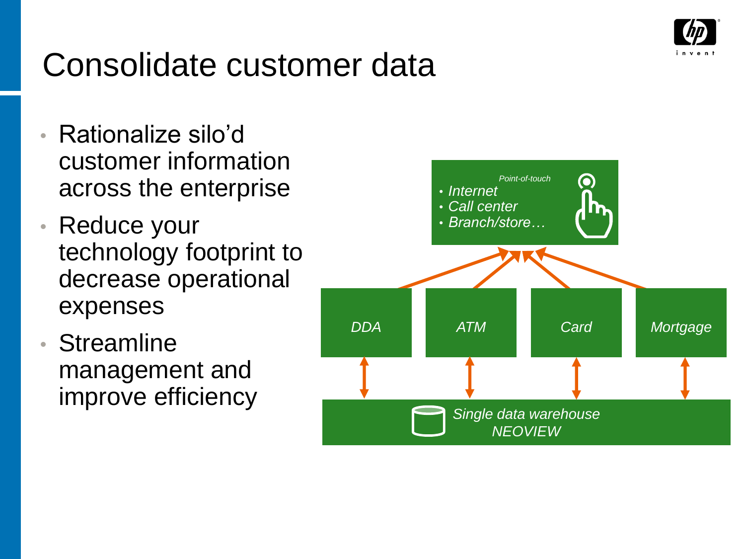# Consolidate customer data

- Rationalize silo'd customer information across the enterprise
- Reduce your technology footprint to decrease operational expenses
- Streamline management and improve efficiency

*Point-of-touch*
- *Internet*
- *Call center*
- *Branch/store…*

*DDA* | *ATM* | *Card* | *Mortgage*

*Single data warehouse*
*NEOVIEW*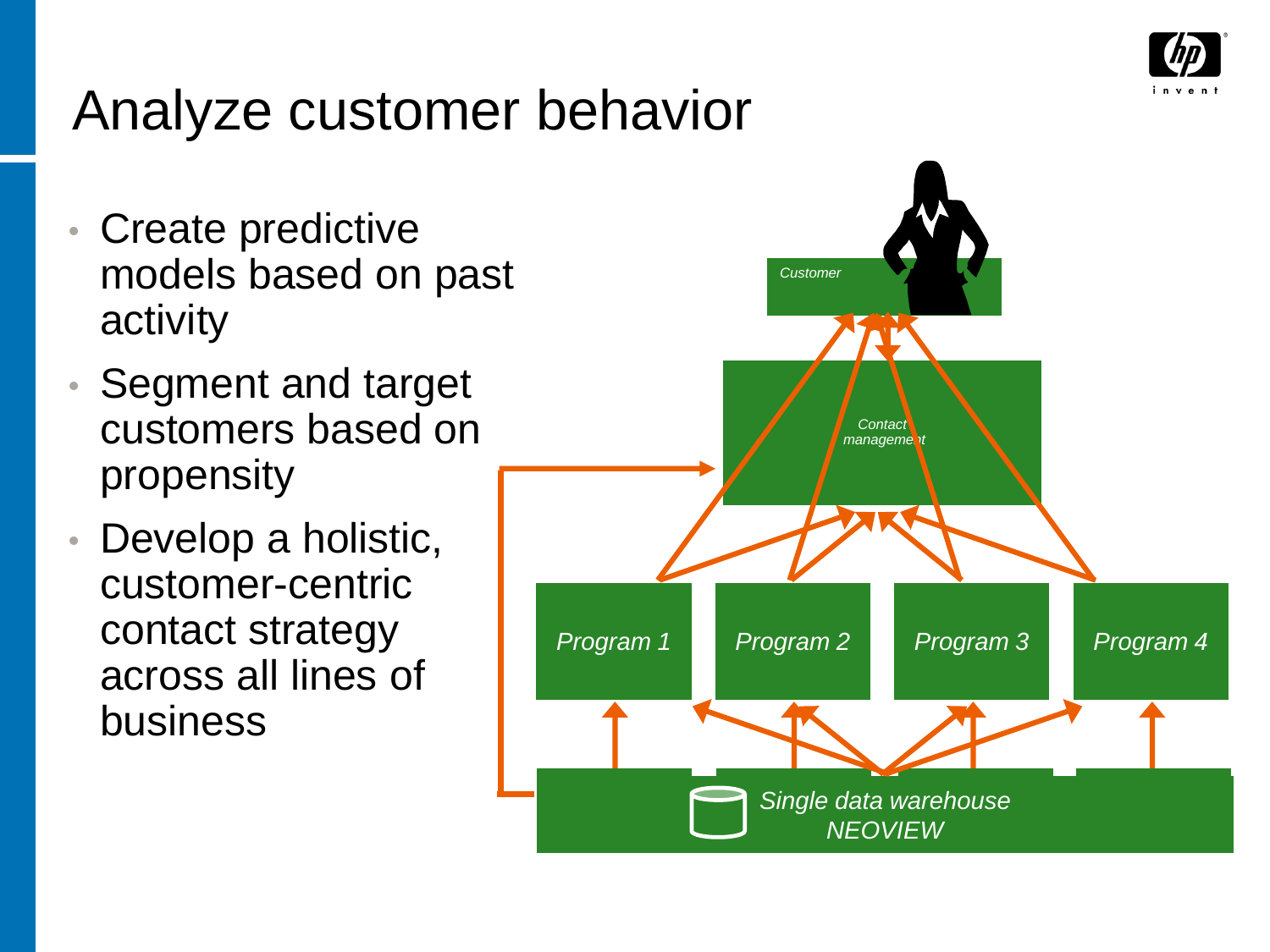# Analyze customer behavior

- Create predictive models based on past activity
- Segment and target customers based on propensity
- Develop a holistic, customer-centric contact strategy across all lines of business

Customer

Contact management

Program 1

Program 2

Program 3

Program 4

Single data warehouse
NEOVIEW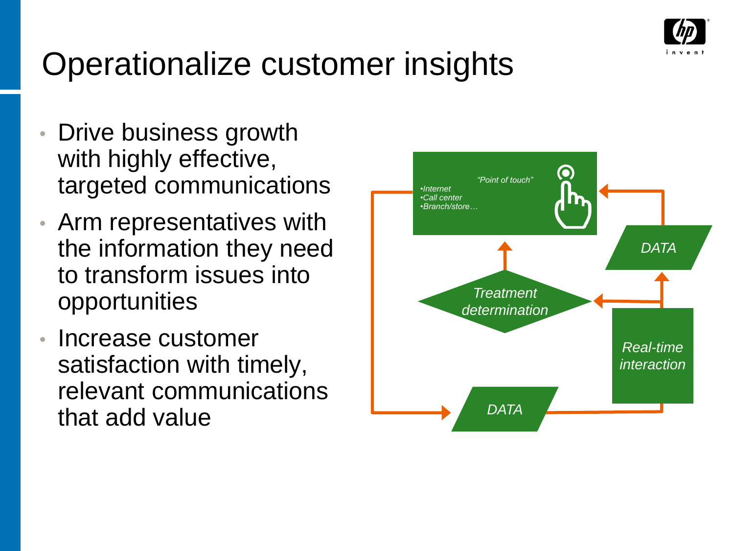# Operationalize customer insights

- Drive business growth with highly effective, targeted communications
- Arm representatives with the information they need to transform issues into opportunities
- Increase customer satisfaction with timely, relevant communications that add value

*"Point of touch"*

*•Internet*
*•Call center*
*•Branch/store…*

*DATA*

*Treatment determination*

*Real-time interaction*

*DATA*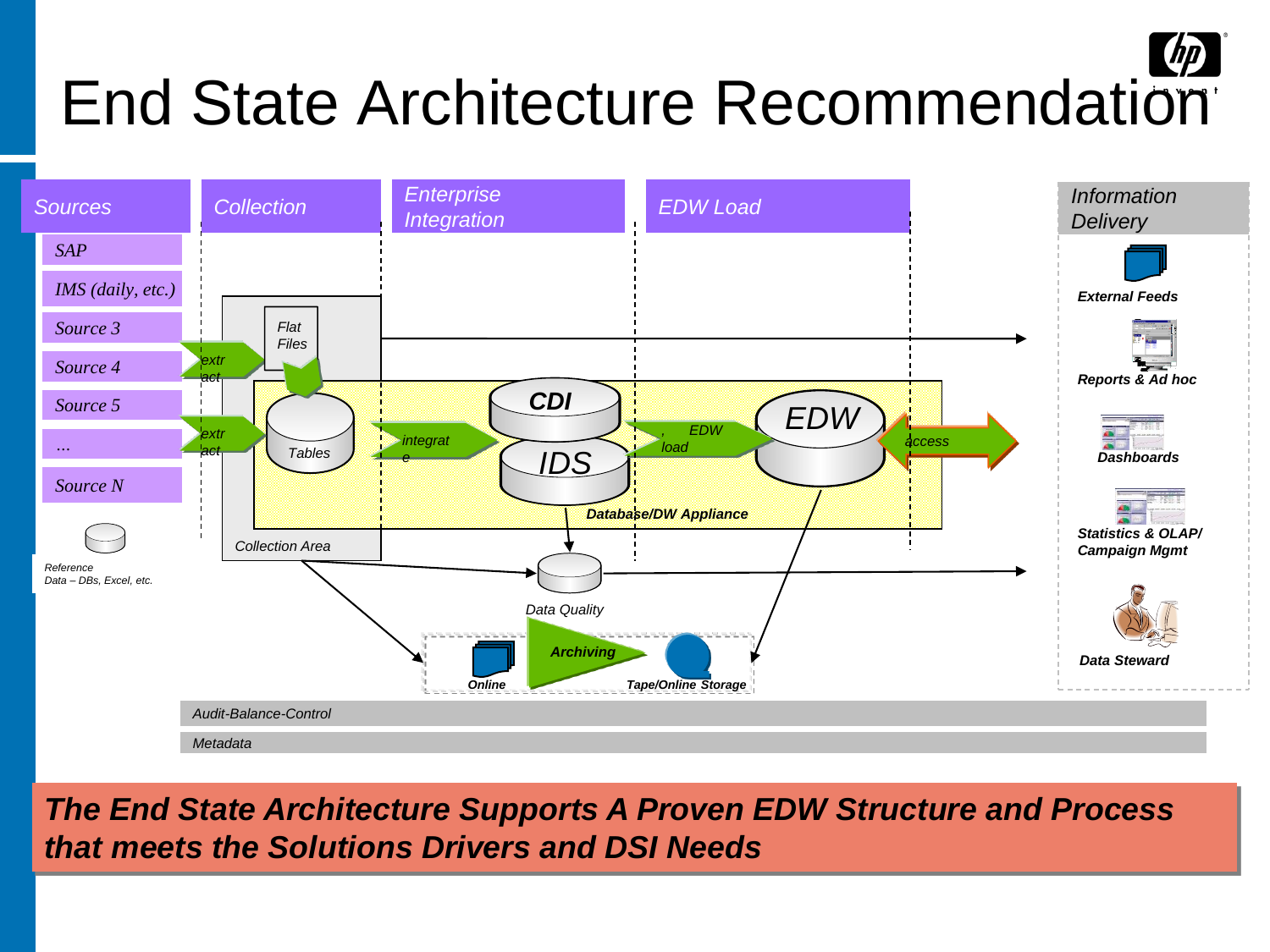# End State Architecture Recommendation

Sources

- SAP
- IMS (daily, etc.)
- Source 3
- Source 4
- Source 5
- …
- Source N

Reference Data – DBs, Excel, etc.

Collection

Enterprise Integration

EDW Load

Information Delivery

Flat Files

extract

extract

Tables

integrate

CDI

IDS

EDW load

EDW

access

Database/DW Appliance

Collection Area

Data Quality

Online

Archiving

Tape/Online Storage

External Feeds

Reports & Ad hoc

Dashboards

Statistics & OLAP/ Campaign Mgmt

Data Steward

Audit-Balance-Control

Metadata

***The End State Architecture Supports A Proven EDW Structure and Process that meets the Solutions Drivers and DSI Needs***